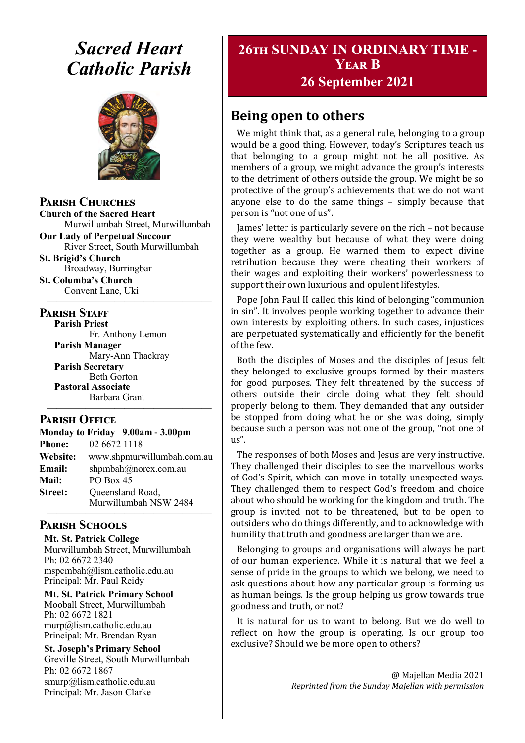# Sacred Heart Catholic Parish

## Parish Churches

**Church of the Sacred Heart**
Murwillumbah Street, Murwillumbah

**Our Lady of Perpetual Succour**
River Street, South Murwillumbah

**St. Brigid's Church**
Broadway, Burringbar

**St. Columba's Church**
Convent Lane, Uki

## Parish Staff

**Parish Priest**
Fr. Anthony Lemon

**Parish Manager**
Mary-Ann Thackray

**Parish Secretary**
Beth Gorton

**Pastoral Associate**
Barbara Grant

## Parish Office

**Monday to Friday 9.00am - 3.00pm**

**Phone:** 02 6672 1118
**Website:** www.shpmurwillumbah.com.au
**Email:** shpmbah@norex.com.au
**Mail:** PO Box 45
**Street:** Queensland Road, Murwillumbah NSW 2484

## Parish Schools

**Mt. St. Patrick College**
Murwillumbah Street, Murwillumbah
Ph: 02 6672 2340
mspcmbah@lism.catholic.edu.au
Principal: Mr. Paul Reidy

**Mt. St. Patrick Primary School**
Mooball Street, Murwillumbah
Ph: 02 6672 1821
murp@lism.catholic.edu.au
Principal: Mr. Brendan Ryan

**St. Joseph's Primary School**
Greville Street, South Murwillumbah
Ph: 02 6672 1867
smurp@lism.catholic.edu.au
Principal: Mr. Jason Clarke

## 26th Sunday in Ordinary Time - Year B
## 26 September 2021

## Being open to others

We might think that, as a general rule, belonging to a group would be a good thing. However, today's Scriptures teach us that belonging to a group might not be all positive. As members of a group, we might advance the group's interests to the detriment of others outside the group. We might be so protective of the group's achievements that we do not want anyone else to do the same things – simply because that person is "not one of us".

James' letter is particularly severe on the rich – not because they were wealthy but because of what they were doing together as a group. He warned them to expect divine retribution because they were cheating their workers of their wages and exploiting their workers' powerlessness to support their own luxurious and opulent lifestyles.

Pope John Paul II called this kind of belonging "communion in sin". It involves people working together to advance their own interests by exploiting others. In such cases, injustices are perpetuated systematically and efficiently for the benefit of the few.

Both the disciples of Moses and the disciples of Jesus felt they belonged to exclusive groups formed by their masters for good purposes. They felt threatened by the success of others outside their circle doing what they felt should properly belong to them. They demanded that any outsider be stopped from doing what he or she was doing, simply because such a person was not one of the group, "not one of us".

The responses of both Moses and Jesus are very instructive. They challenged their disciples to see the marvellous works of God's Spirit, which can move in totally unexpected ways. They challenged them to respect God's freedom and choice about who should be working for the kingdom and truth. The group is invited not to be threatened, but to be open to outsiders who do things differently, and to acknowledge with humility that truth and goodness are larger than we are.

Belonging to groups and organisations will always be part of our human experience. While it is natural that we feel a sense of pride in the groups to which we belong, we need to ask questions about how any particular group is forming us as human beings. Is the group helping us grow towards true goodness and truth, or not?

It is natural for us to want to belong. But we do well to reflect on how the group is operating. Is our group too exclusive? Should we be more open to others?

@ Majellan Media 2021
*Reprinted from the Sunday Majellan with permission*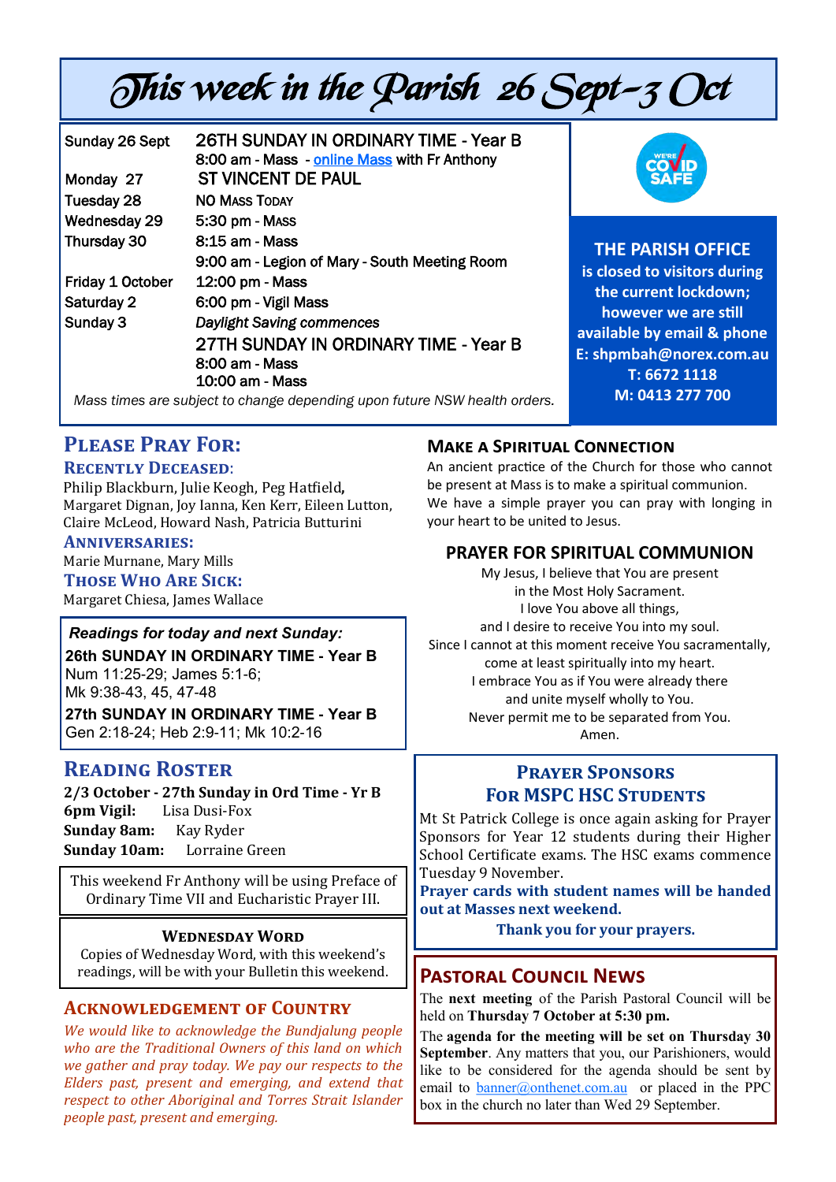# This week in the Parish 26 Sept–3 Oct

| | |
|---|---|
| Sunday 26 Sept | 26TH SUNDAY IN ORDINARY TIME - Year B<br>8:00 am - Mass - online Mass with Fr Anthony |
| Monday 27 | ST VINCENT DE PAUL |
| Tuesday 28 | NO MASS TODAY |
| Wednesday 29 | 5:30 pm - MASS |
| Thursday 30 | 8:15 am - Mass<br>9:00 am - Legion of Mary - South Meeting Room |
| Friday 1 October | 12:00 pm - Mass |
| Saturday 2 | 6:00 pm - Vigil Mass |
| Sunday 3 | *Daylight Saving commences*<br>27TH SUNDAY IN ORDINARY TIME - Year B<br>8:00 am - Mass<br>10:00 am - Mass |

*Mass times are subject to change depending upon future NSW health orders.*

**THE PARISH OFFICE**
**is closed to visitors during the current lockdown; however we are still available by email & phone**
**E: shpmbah@norex.com.au**
**T: 6672 1118**
**M: 0413 277 700**

## Please Pray For:

### Recently Deceased:

Philip Blackburn, Julie Keogh, Peg Hatfield, Margaret Dignan, Joy Ianna, Ken Kerr, Eileen Lutton, Claire McLeod, Howard Nash, Patricia Butturini

### Anniversaries:

Marie Murnane, Mary Mills

### Those Who Are Sick:

Margaret Chiesa, James Wallace

*Readings for today and next Sunday:*

**26th SUNDAY IN ORDINARY TIME - Year B**
Num 11:25-29; James 5:1-6;
Mk 9:38-43, 45, 47-48

**27th SUNDAY IN ORDINARY TIME - Year B**
Gen 2:18-24; Heb 2:9-11; Mk 10:2-16

## Reading Roster

**2/3 October - 27th Sunday in Ord Time - Yr B**
**6pm Vigil:** Lisa Dusi-Fox
**Sunday 8am:** Kay Ryder
**Sunday 10am:** Lorraine Green

This weekend Fr Anthony will be using Preface of Ordinary Time VII and Eucharistic Prayer III.

### Wednesday Word

Copies of Wednesday Word, with this weekend's readings, will be with your Bulletin this weekend.

## Acknowledgement of Country

*We would like to acknowledge the Bundjalung people who are the Traditional Owners of this land on which we gather and pray today. We pay our respects to the Elders past, present and emerging, and extend that respect to other Aboriginal and Torres Strait Islander people past, present and emerging.*

## Make a Spiritual Connection

An ancient practice of the Church for those who cannot be present at Mass is to make a spiritual communion. We have a simple prayer you can pray with longing in your heart to be united to Jesus.

## PRAYER FOR SPIRITUAL COMMUNION

My Jesus, I believe that You are present
in the Most Holy Sacrament.
I love You above all things,
and I desire to receive You into my soul.
Since I cannot at this moment receive You sacramentally,
come at least spiritually into my heart.
I embrace You as if You were already there
and unite myself wholly to You.
Never permit me to be separated from You.
Amen.

## Prayer Sponsors For MSPC HSC Students

Mt St Patrick College is once again asking for Prayer Sponsors for Year 12 students during their Higher School Certificate exams. The HSC exams commence Tuesday 9 November.

**Prayer cards with student names will be handed out at Masses next weekend.**

**Thank you for your prayers.**

## Pastoral Council News

The **next meeting** of the Parish Pastoral Council will be held on **Thursday 7 October at 5:30 pm.**

The **agenda for the meeting will be set on Thursday 30 September**. Any matters that you, our Parishioners, would like to be considered for the agenda should be sent by email to banner@onthenet.com.au or placed in the PPC box in the church no later than Wed 29 September.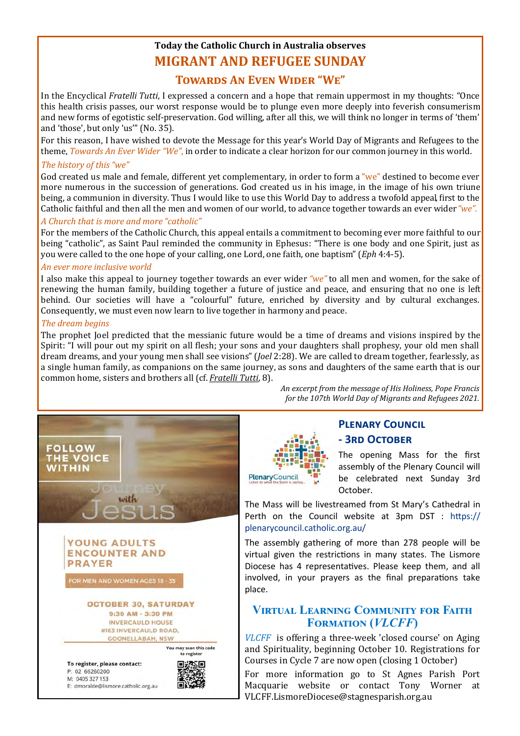**Today the Catholic Church in Australia observes**

# MIGRANT AND REFUGEE SUNDAY

## Towards An Even Wider "We"

In the Encyclical *Fratelli Tutti*, I expressed a concern and a hope that remain uppermost in my thoughts: "Once this health crisis passes, our worst response would be to plunge even more deeply into feverish consumerism and new forms of egotistic self-preservation. God willing, after all this, we will think no longer in terms of 'them' and 'those', but only 'us'" (No. 35).

For this reason, I have wished to devote the Message for this year's World Day of Migrants and Refugees to the theme, *Towards An Ever Wider "We"*, in order to indicate a clear horizon for our common journey in this world.

*The history of this "we"*

God created us male and female, different yet complementary, in order to form a "we" destined to become ever more numerous in the succession of generations. God created us in his image, in the image of his own triune being, a communion in diversity. Thus I would like to use this World Day to address a twofold appeal, first to the Catholic faithful and then all the men and women of our world, to advance together towards an ever wider *"we".*

*A Church that is more and more "catholic"*

For the members of the Catholic Church, this appeal entails a commitment to becoming ever more faithful to our being "catholic", as Saint Paul reminded the community in Ephesus: "There is one body and one Spirit, just as you were called to the one hope of your calling, one Lord, one faith, one baptism" (*Eph* 4:4-5).

*An ever more inclusive world*

I also make this appeal to journey together towards an ever wider *"we"* to all men and women, for the sake of renewing the human family, building together a future of justice and peace, and ensuring that no one is left behind. Our societies will have a "colourful" future, enriched by diversity and by cultural exchanges. Consequently, we must even now learn to live together in harmony and peace.

*The dream begins*

The prophet Joel predicted that the messianic future would be a time of dreams and visions inspired by the Spirit: "I will pour out my spirit on all flesh; your sons and your daughters shall prophesy, your old men shall dream dreams, and your young men shall see visions" (*Joel* 2:28). We are called to dream together, fearlessly, as a single human family, as companions on the same journey, as sons and daughters of the same earth that is our common home, sisters and brothers all (cf. *Fratelli Tutti*, 8).

*An excerpt from the message of His Holiness, Pope Francis for the 107th World Day of Migrants and Refugees 2021.*

---

**FOLLOW THE VOICE WITHIN**

**Journey with Jesus**

**YOUNG ADULTS ENCOUNTER AND PRAYER**

FOR MEN AND WOMEN AGES 18 - 35

**OCTOBER 30, SATURDAY**
9:30 AM - 3:30 PM
INVERCAULD HOUSE
#163 INVERCAULD ROAD,
GOONELLABAH, NSW

You may scan this code to register

To register, please contact:
P: 02 66260200
M: 0405 327 153
E: dmoralde@lismore.catholic.org.au

---

## Plenary Council - 3rd October

The opening Mass for the first assembly of the Plenary Council will be celebrated next Sunday 3rd October.

The Mass will be livestreamed from St Mary's Cathedral in Perth on the Council website at 3pm DST : https://plenarycouncil.catholic.org.au/

The assembly gathering of more than 278 people will be virtual given the restrictions in many states. The Lismore Diocese has 4 representatives. Please keep them, and all involved, in your prayers as the final preparations take place.

## Virtual Learning Community for Faith Formation (*VLCFF*)

*VLCFF* is offering a three-week 'closed course' on Aging and Spirituality, beginning October 10. Registrations for Courses in Cycle 7 are now open (closing 1 October)

For more information go to St Agnes Parish Port Macquarie website or contact Tony Worner at VLCFF.LismoreDiocese@stagnesparish.org.au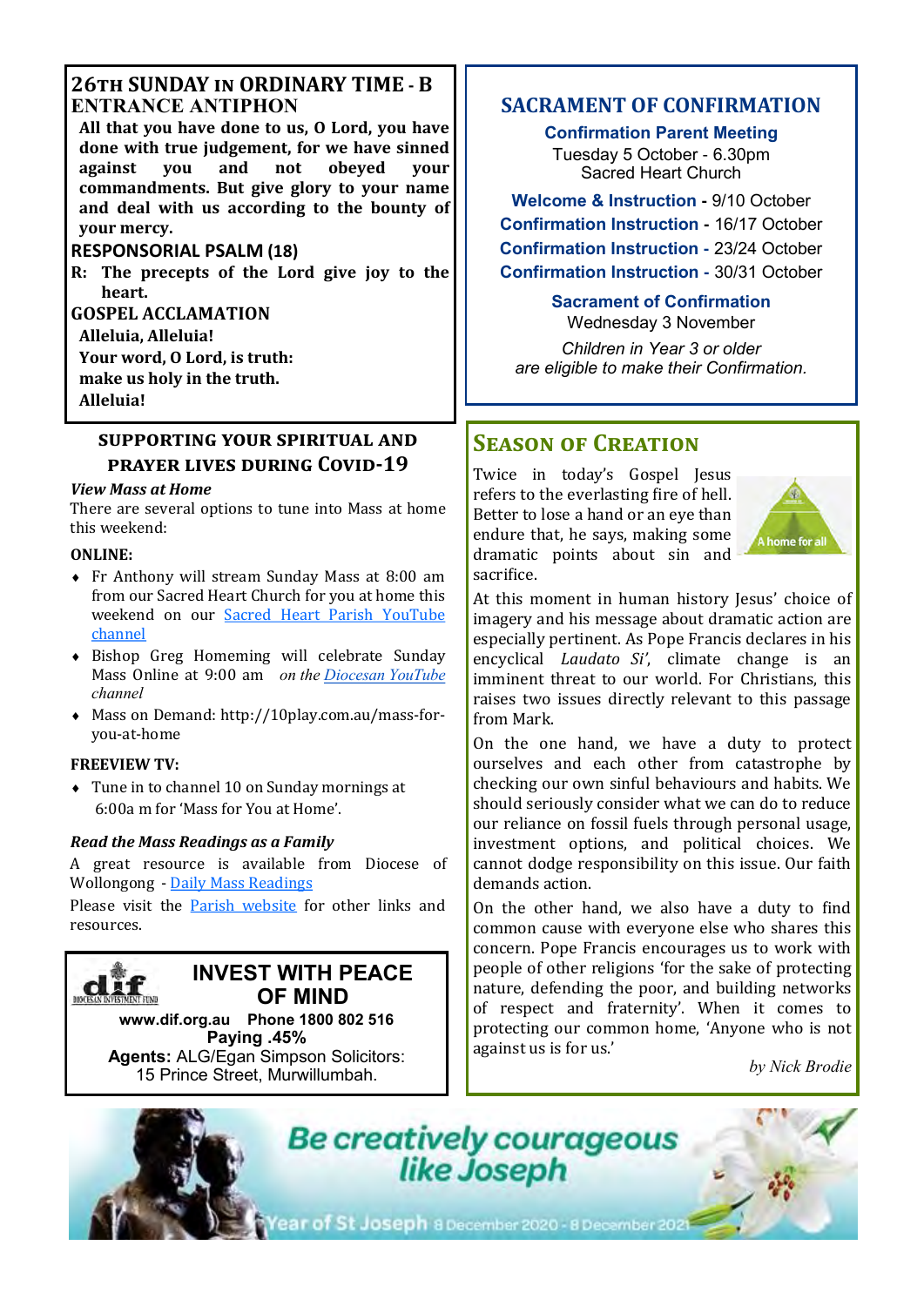## 26TH SUNDAY IN ORDINARY TIME - B

### ENTRANCE ANTIPHON

**All that you have done to us, O Lord, you have done with true judgement, for we have sinned against you and not obeyed your commandments. But give glory to your name and deal with us according to the bounty of your mercy.**

### RESPONSORIAL PSALM (18)

**R: The precepts of the Lord give joy to the heart.**

### GOSPEL ACCLAMATION

**Alleluia, Alleluia!**
**Your word, O Lord, is truth:**
**make us holy in the truth.**
**Alleluia!**

## SUPPORTING YOUR SPIRITUAL AND PRAYER LIVES DURING COVID-19

***View Mass at Home***

There are several options to tune into Mass at home this weekend:

**ONLINE:**

- Fr Anthony will stream Sunday Mass at 8:00 am from our Sacred Heart Church for you at home this weekend on our Sacred Heart Parish YouTube channel
- Bishop Greg Homeming will celebrate Sunday Mass Online at 9:00 am *on the Diocesan YouTube channel*
- Mass on Demand: http://10play.com.au/mass-for-you-at-home

**FREEVIEW TV:**

- Tune in to channel 10 on Sunday mornings at 6:00a m for 'Mass for You at Home'.

***Read the Mass Readings as a Family***

A great resource is available from Diocese of Wollongong - Daily Mass Readings

Please visit the Parish website for other links and resources.

---

dif DIOCESAN INVESTMENT FUND

**INVEST WITH PEACE OF MIND**

**www.dif.org.au Phone 1800 802 516**
**Paying .45%**
**Agents:** ALG/Egan Simpson Solicitors: 15 Prince Street, Murwillumbah.

---

## SACRAMENT OF CONFIRMATION

**Confirmation Parent Meeting**
Tuesday 5 October - 6.30pm
Sacred Heart Church

**Welcome & Instruction** - 9/10 October
**Confirmation Instruction** - 16/17 October
**Confirmation Instruction** - 23/24 October
**Confirmation Instruction** - 30/31 October

**Sacrament of Confirmation**
Wednesday 3 November

*Children in Year 3 or older are eligible to make their Confirmation.*

## SEASON OF CREATION

A home for all

Twice in today's Gospel Jesus refers to the everlasting fire of hell. Better to lose a hand or an eye than endure that, he says, making some dramatic points about sin and sacrifice.

At this moment in human history Jesus' choice of imagery and his message about dramatic action are especially pertinent. As Pope Francis declares in his encyclical *Laudato Si'*, climate change is an imminent threat to our world. For Christians, this raises two issues directly relevant to this passage from Mark.

On the one hand, we have a duty to protect ourselves and each other from catastrophe by checking our own sinful behaviours and habits. We should seriously consider what we can do to reduce our reliance on fossil fuels through personal usage, investment options, and political choices. We cannot dodge responsibility on this issue. Our faith demands action.

On the other hand, we also have a duty to find common cause with everyone else who shares this concern. Pope Francis encourages us to work with people of other religions 'for the sake of protecting nature, defending the poor, and building networks of respect and fraternity'. When it comes to protecting our common home, 'Anyone who is not against us is for us.'

*by Nick Brodie*

---

**Be creatively courageous like Joseph**

Year of St Joseph 8 December 2020 - 8 December 2021